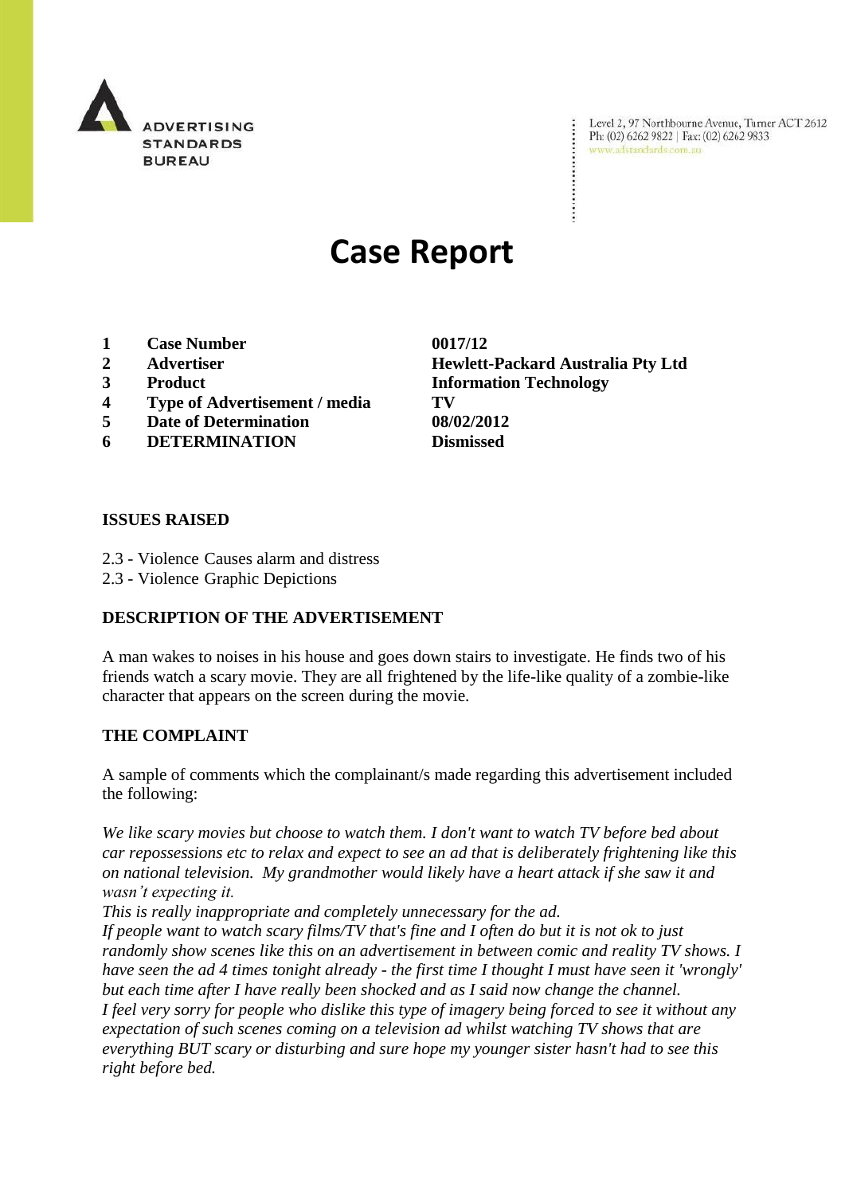ADVERTISING STANDARDS BUREAU

Level 2, 97 Northbourne Avenue, Turner ACT 2612
Ph: (02) 6262 9822 | Fax: (02) 6262 9833
www.adstandards.com.au

# Case Report

| | | |
|---|---|---|
| 1 | **Case Number** | **0017/12** |
| 2 | **Advertiser** | **Hewlett-Packard Australia Pty Ltd** |
| 3 | **Product** | **Information Technology** |
| 4 | **Type of Advertisement / media** | **TV** |
| 5 | **Date of Determination** | **08/02/2012** |
| 6 | **DETERMINATION** | **Dismissed** |

## ISSUES RAISED

2.3 - Violence Causes alarm and distress
2.3 - Violence Graphic Depictions

## DESCRIPTION OF THE ADVERTISEMENT

A man wakes to noises in his house and goes down stairs to investigate. He finds two of his friends watch a scary movie. They are all frightened by the life-like quality of a zombie-like character that appears on the screen during the movie.

## THE COMPLAINT

A sample of comments which the complainant/s made regarding this advertisement included the following:

*We like scary movies but choose to watch them. I don't want to watch TV before bed about car repossessions etc to relax and expect to see an ad that is deliberately frightening like this on national television. My grandmother would likely have a heart attack if she saw it and wasn't expecting it.*
*This is really inappropriate and completely unnecessary for the ad.*
*If people want to watch scary films/TV that's fine and I often do but it is not ok to just randomly show scenes like this on an advertisement in between comic and reality TV shows. I have seen the ad 4 times tonight already - the first time I thought I must have seen it 'wrongly' but each time after I have really been shocked and as I said now change the channel.*
*I feel very sorry for people who dislike this type of imagery being forced to see it without any expectation of such scenes coming on a television ad whilst watching TV shows that are everything BUT scary or disturbing and sure hope my younger sister hasn't had to see this right before bed.*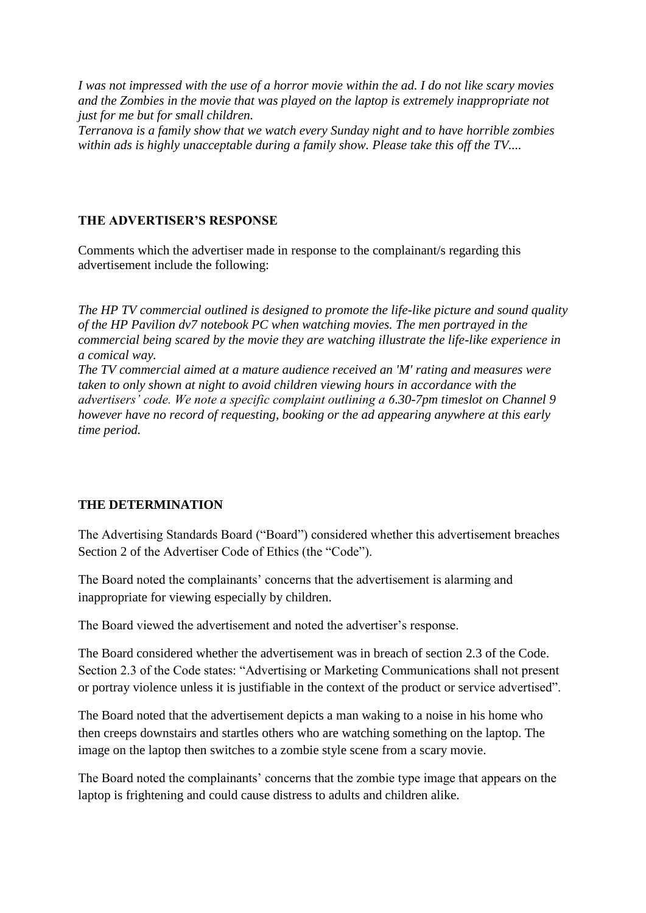*I was not impressed with the use of a horror movie within the ad. I do not like scary movies and the Zombies in the movie that was played on the laptop is extremely inappropriate not just for me but for small children.*
*Terranova is a family show that we watch every Sunday night and to have horrible zombies within ads is highly unacceptable during a family show. Please take this off the TV....*

## THE ADVERTISER'S RESPONSE

Comments which the advertiser made in response to the complainant/s regarding this advertisement include the following:

*The HP TV commercial outlined is designed to promote the life-like picture and sound quality of the HP Pavilion dv7 notebook PC when watching movies. The men portrayed in the commercial being scared by the movie they are watching illustrate the life-like experience in a comical way.*
*The TV commercial aimed at a mature audience received an 'M' rating and measures were taken to only shown at night to avoid children viewing hours in accordance with the advertisers' code. We note a specific complaint outlining a 6.30-7pm timeslot on Channel 9 however have no record of requesting, booking or the ad appearing anywhere at this early time period.*

## THE DETERMINATION

The Advertising Standards Board ("Board") considered whether this advertisement breaches Section 2 of the Advertiser Code of Ethics (the "Code").

The Board noted the complainants' concerns that the advertisement is alarming and inappropriate for viewing especially by children.

The Board viewed the advertisement and noted the advertiser's response.

The Board considered whether the advertisement was in breach of section 2.3 of the Code. Section 2.3 of the Code states: "Advertising or Marketing Communications shall not present or portray violence unless it is justifiable in the context of the product or service advertised".

The Board noted that the advertisement depicts a man waking to a noise in his home who then creeps downstairs and startles others who are watching something on the laptop. The image on the laptop then switches to a zombie style scene from a scary movie.

The Board noted the complainants' concerns that the zombie type image that appears on the laptop is frightening and could cause distress to adults and children alike.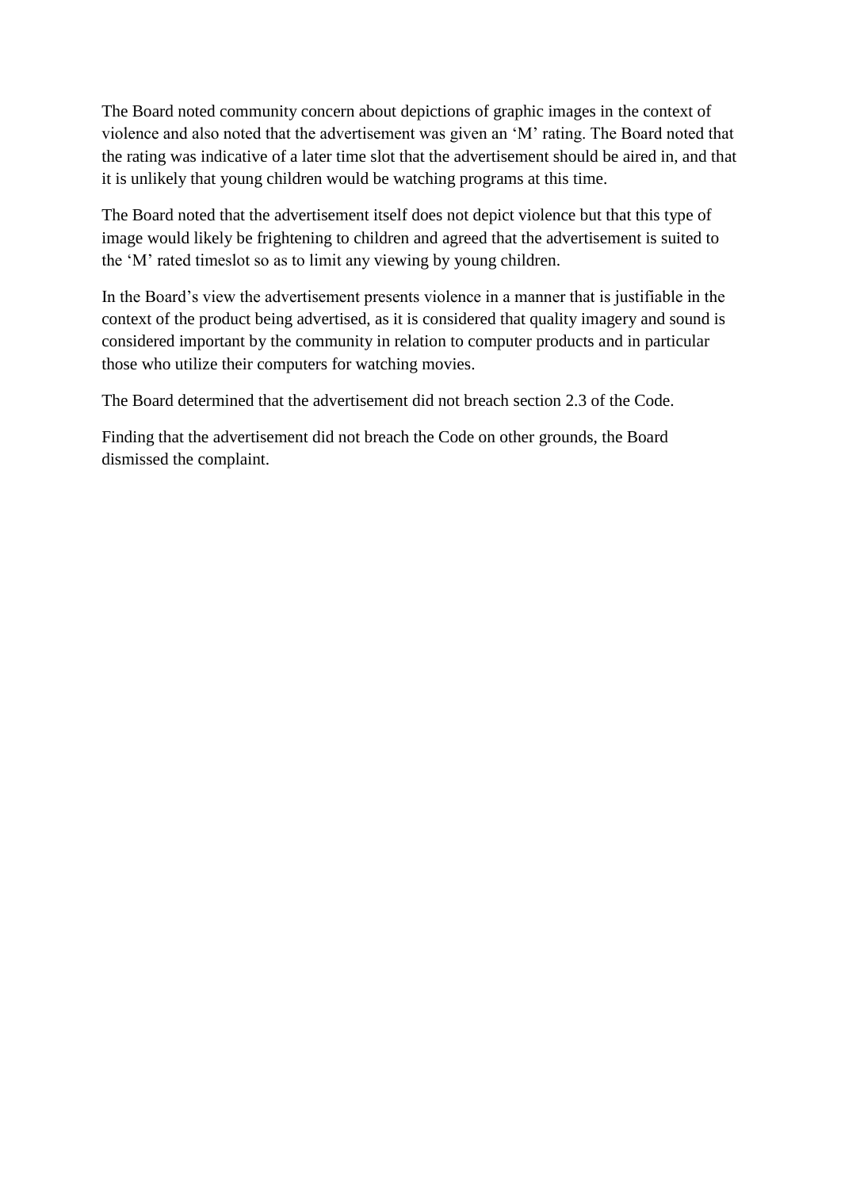The Board noted community concern about depictions of graphic images in the context of violence and also noted that the advertisement was given an 'M' rating. The Board noted that the rating was indicative of a later time slot that the advertisement should be aired in, and that it is unlikely that young children would be watching programs at this time.

The Board noted that the advertisement itself does not depict violence but that this type of image would likely be frightening to children and agreed that the advertisement is suited to the 'M' rated timeslot so as to limit any viewing by young children.

In the Board's view the advertisement presents violence in a manner that is justifiable in the context of the product being advertised, as it is considered that quality imagery and sound is considered important by the community in relation to computer products and in particular those who utilize their computers for watching movies.

The Board determined that the advertisement did not breach section 2.3 of the Code.

Finding that the advertisement did not breach the Code on other grounds, the Board dismissed the complaint.